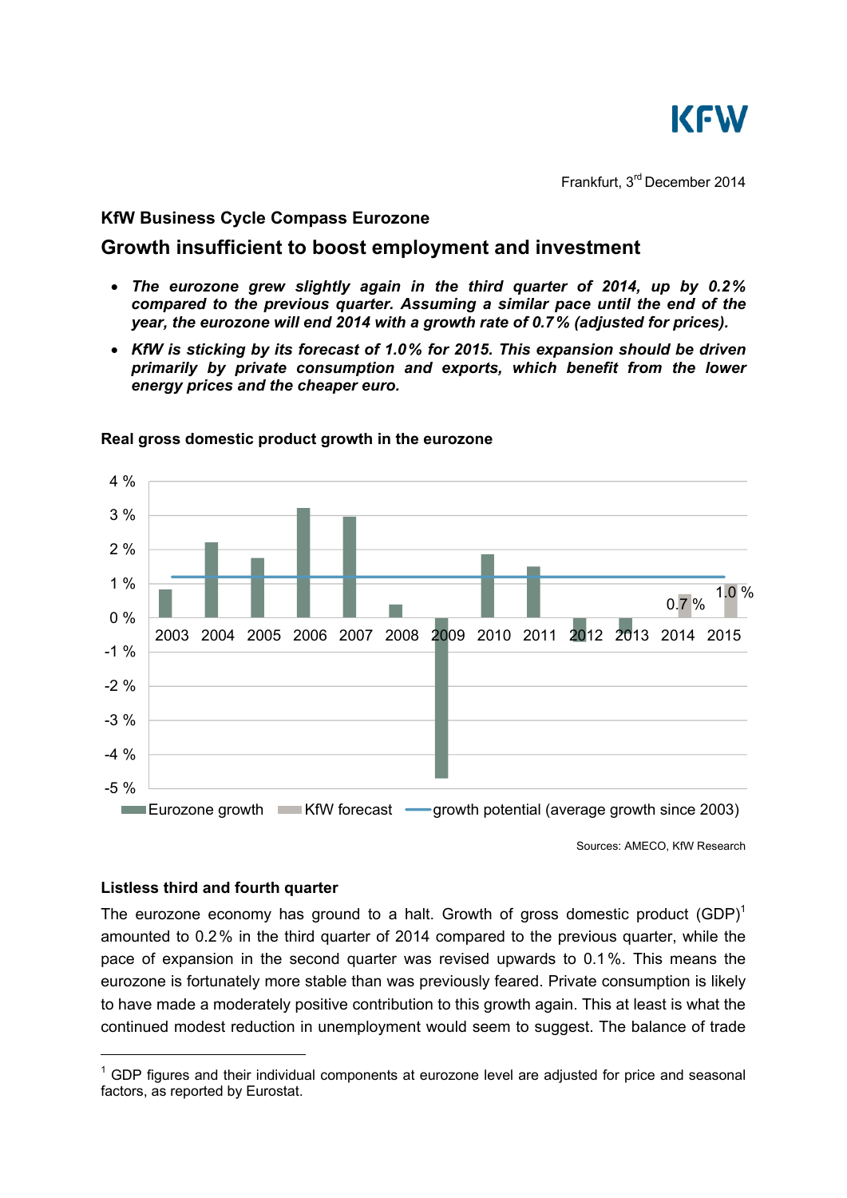Frankfurt, 3rd December 2014

### KfW Business Cycle Compass Eurozone

## Growth insufficient to boost employment and investment

- ***The eurozone grew slightly again in the third quarter of 2014, up by 0.2% compared to the previous quarter. Assuming a similar pace until the end of the year, the eurozone will end 2014 with a growth rate of 0.7% (adjusted for prices).***
- ***KfW is sticking by its forecast of 1.0% for 2015. This expansion should be driven primarily by private consumption and exports, which benefit from the lower energy prices and the cheaper euro.***

**Real gross domestic product growth in the eurozone**

Sources: AMECO, KfW Research

### Listless third and fourth quarter

The eurozone economy has ground to a halt. Growth of gross domestic product (GDP)[1] amounted to 0.2% in the third quarter of 2014 compared to the previous quarter, while the pace of expansion in the second quarter was revised upwards to 0.1%. This means the eurozone is fortunately more stable than was previously feared. Private consumption is likely to have made a moderately positive contribution to this growth again. This at least is what the continued modest reduction in unemployment would seem to suggest. The balance of trade

[1] GDP figures and their individual components at eurozone level are adjusted for price and seasonal factors, as reported by Eurostat.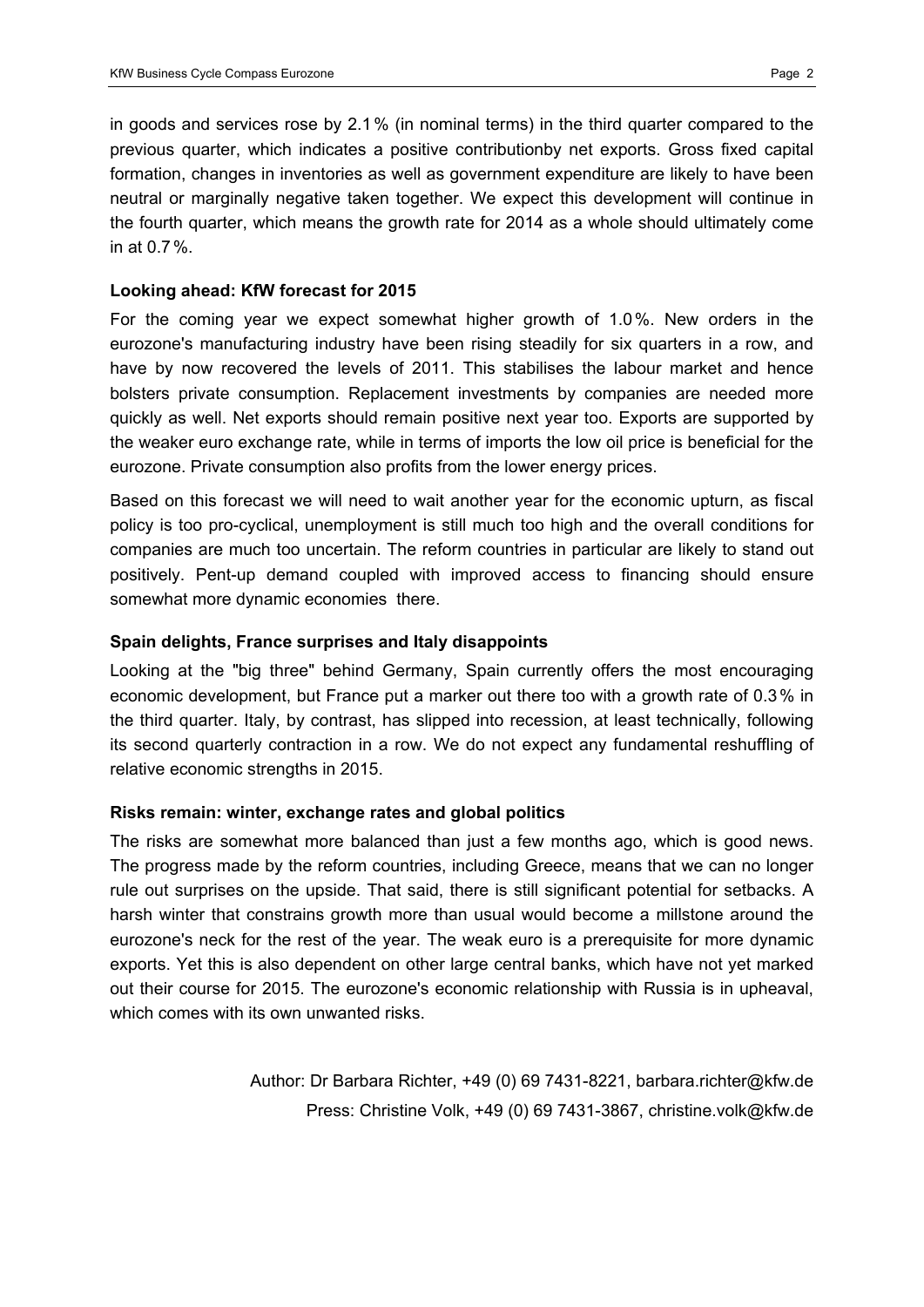in goods and services rose by 2.1 % (in nominal terms) in the third quarter compared to the previous quarter, which indicates a positive contributionby net exports. Gross fixed capital formation, changes in inventories as well as government expenditure are likely to have been neutral or marginally negative taken together. We expect this development will continue in the fourth quarter, which means the growth rate for 2014 as a whole should ultimately come in at 0.7 %.

**Looking ahead: KfW forecast for 2015**

For the coming year we expect somewhat higher growth of 1.0 %. New orders in the eurozone's manufacturing industry have been rising steadily for six quarters in a row, and have by now recovered the levels of 2011. This stabilises the labour market and hence bolsters private consumption. Replacement investments by companies are needed more quickly as well. Net exports should remain positive next year too. Exports are supported by the weaker euro exchange rate, while in terms of imports the low oil price is beneficial for the eurozone. Private consumption also profits from the lower energy prices.

Based on this forecast we will need to wait another year for the economic upturn, as fiscal policy is too pro-cyclical, unemployment is still much too high and the overall conditions for companies are much too uncertain. The reform countries in particular are likely to stand out positively. Pent-up demand coupled with improved access to financing should ensure somewhat more dynamic economies there.

**Spain delights, France surprises and Italy disappoints**

Looking at the "big three" behind Germany, Spain currently offers the most encouraging economic development, but France put a marker out there too with a growth rate of 0.3 % in the third quarter. Italy, by contrast, has slipped into recession, at least technically, following its second quarterly contraction in a row. We do not expect any fundamental reshuffling of relative economic strengths in 2015.

**Risks remain: winter, exchange rates and global politics**

The risks are somewhat more balanced than just a few months ago, which is good news. The progress made by the reform countries, including Greece, means that we can no longer rule out surprises on the upside. That said, there is still significant potential for setbacks. A harsh winter that constrains growth more than usual would become a millstone around the eurozone's neck for the rest of the year. The weak euro is a prerequisite for more dynamic exports. Yet this is also dependent on other large central banks, which have not yet marked out their course for 2015. The eurozone's economic relationship with Russia is in upheaval, which comes with its own unwanted risks.

Author: Dr Barbara Richter, +49 (0) 69 7431-8221, barbara.richter@kfw.de

Press: Christine Volk, +49 (0) 69 7431-3867, christine.volk@kfw.de